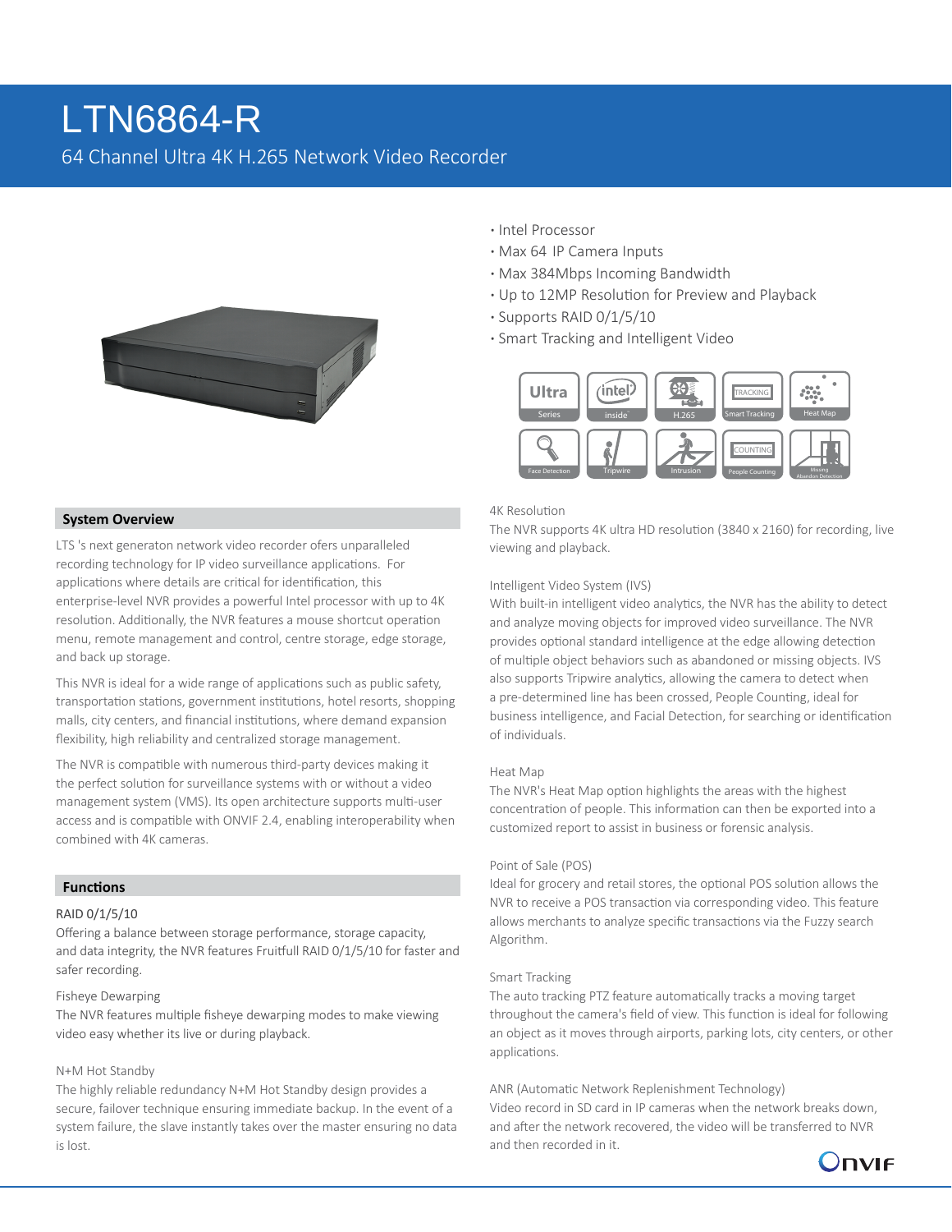# LTN6864-R

64 Channel Ultra 4K H.265 Network Video Recorder

- Intel Processor
- Max 64 IP Camera Inputs
- Max 384Mbps Incoming Bandwidth
- Up to 12MP Resolution for Preview and Playback
- Supports RAID 0/1/5/10
- Smart Tracking and Intelligent Video

## System Overview

LTS 's next generaton network video recorder ofers unparalleled recording technology for IP video surveillance applications. For applications where details are critical for identification, this enterprise-level NVR provides a powerful Intel processor with up to 4K resolution. Additionally, the NVR features a mouse shortcut operation menu, remote management and control, centre storage, edge storage, and back up storage.

This NVR is ideal for a wide range of applications such as public safety, transportation stations, government institutions, hotel resorts, shopping malls, city centers, and financial institutions, where demand expansion flexibility, high reliability and centralized storage management.

The NVR is compatible with numerous third-party devices making it the perfect solution for surveillance systems with or without a video management system (VMS). Its open architecture supports multi-user access and is compatible with ONVIF 2.4, enabling interoperability when combined with 4K cameras.

## Functions

RAID 0/1/5/10
Offering a balance between storage performance, storage capacity, and data integrity, the NVR features Fruitfull RAID 0/1/5/10 for faster and safer recording.

Fisheye Dewarping
The NVR features multiple fisheye dewarping modes to make viewing video easy whether its live or during playback.

N+M Hot Standby
The highly reliable redundancy N+M Hot Standby design provides a secure, failover technique ensuring immediate backup. In the event of a system failure, the slave instantly takes over the master ensuring no data is lost.

4K Resolution
The NVR supports 4K ultra HD resolution (3840 x 2160) for recording, live viewing and playback.

Intelligent Video System (IVS)
With built-in intelligent video analytics, the NVR has the ability to detect and analyze moving objects for improved video surveillance. The NVR provides optional standard intelligence at the edge allowing detection of multiple object behaviors such as abandoned or missing objects. IVS also supports Tripwire analytics, allowing the camera to detect when a pre-determined line has been crossed, People Counting, ideal for business intelligence, and Facial Detection, for searching or identification of individuals.

Heat Map
The NVR's Heat Map option highlights the areas with the highest concentration of people. This information can then be exported into a customized report to assist in business or forensic analysis.

Point of Sale (POS)
Ideal for grocery and retail stores, the optional POS solution allows the NVR to receive a POS transaction via corresponding video. This feature allows merchants to analyze specific transactions via the Fuzzy search Algorithm.

Smart Tracking
The auto tracking PTZ feature automatically tracks a moving target throughout the camera's field of view. This function is ideal for following an object as it moves through airports, parking lots, city centers, or other applications.

ANR (Automatic Network Replenishment Technology)
Video record in SD card in IP cameras when the network breaks down, and after the network recovered, the video will be transferred to NVR and then recorded in it.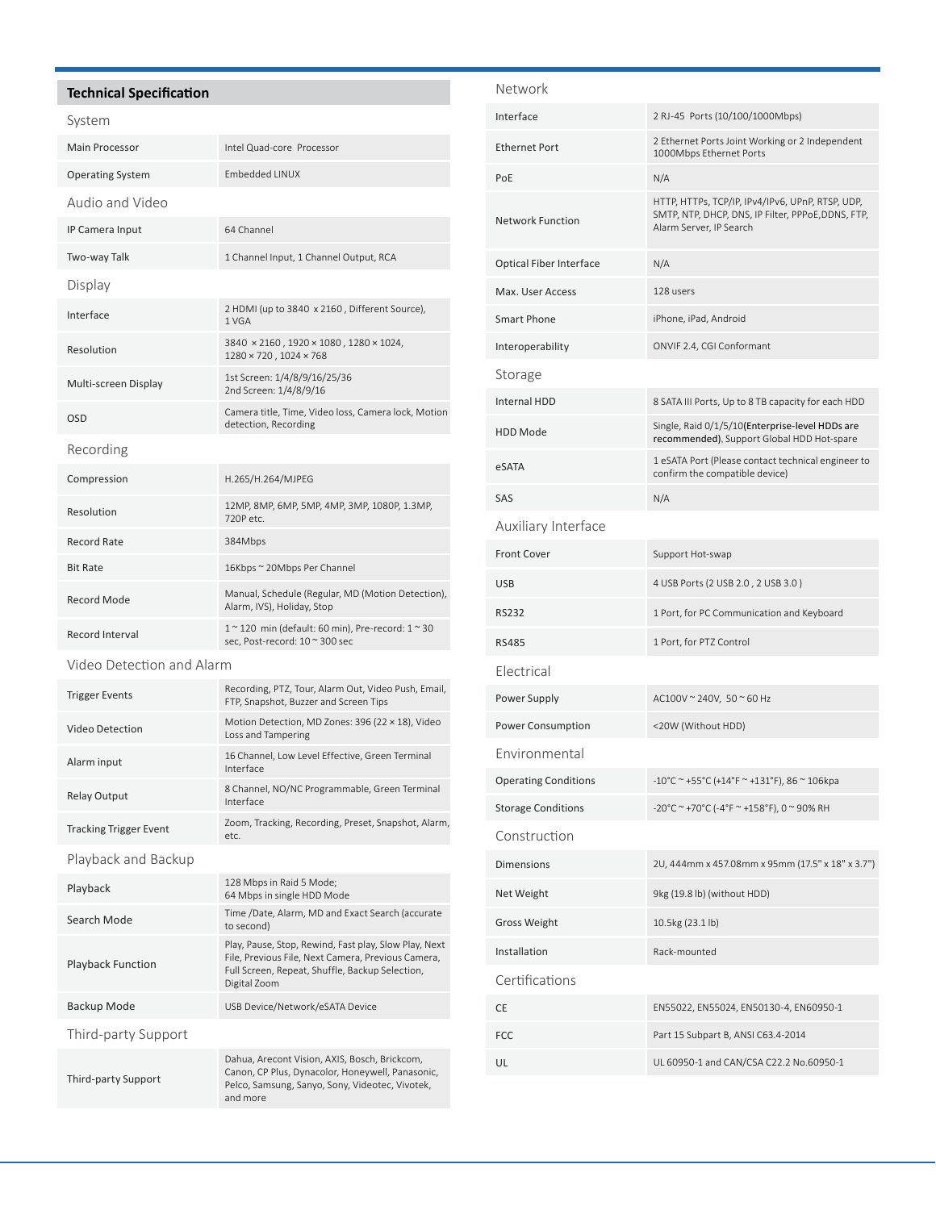## Technical Specification

### System

| | |
|---|---|
| Main Processor | Intel Quad-core Processor |
| Operating System | Embedded LINUX |

### Audio and Video

| | |
|---|---|
| IP Camera Input | 64 Channel |
| Two-way Talk | 1 Channel Input, 1 Channel Output, RCA |

### Display

| | |
|---|---|
| Interface | 2 HDMI (up to 3840 x 2160 , Different Source), 1 VGA |
| Resolution | 3840 × 2160 , 1920 × 1080 , 1280 × 1024, 1280 × 720 , 1024 × 768 |
| Multi-screen Display | 1st Screen: 1/4/8/9/16/25/36<br>2nd Screen: 1/4/8/9/16 |
| OSD | Camera title, Time, Video loss, Camera lock, Motion detection, Recording |

### Recording

| | |
|---|---|
| Compression | H.265/H.264/MJPEG |
| Resolution | 12MP, 8MP, 6MP, 5MP, 4MP, 3MP, 1080P, 1.3MP, 720P etc. |
| Record Rate | 384Mbps |
| Bit Rate | 16Kbps ~ 20Mbps Per Channel |
| Record Mode | Manual, Schedule (Regular, MD (Motion Detection), Alarm, IVS), Holiday, Stop |
| Record Interval | 1 ~ 120 min (default: 60 min), Pre-record: 1 ~ 30 sec, Post-record: 10 ~ 300 sec |

### Video Detection and Alarm

| | |
|---|---|
| Trigger Events | Recording, PTZ, Tour, Alarm Out, Video Push, Email, FTP, Snapshot, Buzzer and Screen Tips |
| Video Detection | Motion Detection, MD Zones: 396 (22 × 18), Video Loss and Tampering |
| Alarm input | 16 Channel, Low Level Effective, Green Terminal Interface |
| Relay Output | 8 Channel, NO/NC Programmable, Green Terminal Interface |
| Tracking Trigger Event | Zoom, Tracking, Recording, Preset, Snapshot, Alarm, etc. |

### Playback and Backup

| | |
|---|---|
| Playback | 128 Mbps in Raid 5 Mode;<br>64 Mbps in single HDD Mode |
| Search Mode | Time /Date, Alarm, MD and Exact Search (accurate to second) |
| Playback Function | Play, Pause, Stop, Rewind, Fast play, Slow Play, Next File, Previous File, Next Camera, Previous Camera, Full Screen, Repeat, Shuffle, Backup Selection, Digital Zoom |
| Backup Mode | USB Device/Network/eSATA Device |

### Third-party Support

| | |
|---|---|
| Third-party Support | Dahua, Arecont Vision, AXIS, Bosch, Brickcom, Canon, CP Plus, Dynacolor, Honeywell, Panasonic, Pelco, Samsung, Sanyo, Sony, Videotec, Vivotek, and more |

### Network

| | |
|---|---|
| Interface | 2 RJ-45 Ports (10/100/1000Mbps) |
| Ethernet Port | 2 Ethernet Ports Joint Working or 2 Independent 1000Mbps Ethernet Ports |
| PoE | N/A |
| Network Function | HTTP, HTTPs, TCP/IP, IPv4/IPv6, UPnP, RTSP, UDP, SMTP, NTP, DHCP, DNS, IP Filter, PPPoE,DDNS, FTP, Alarm Server, IP Search |
| Optical Fiber Interface | N/A |
| Max. User Access | 128 users |
| Smart Phone | iPhone, iPad, Android |
| Interoperability | ONVIF 2.4, CGI Conformant |

### Storage

| | |
|---|---|
| Internal HDD | 8 SATA III Ports, Up to 8 TB capacity for each HDD |
| HDD Mode | Single, Raid 0/1/5/10(**Enterprise-level HDDs are recommended**), Support Global HDD Hot-spare |
| eSATA | 1 eSATA Port (Please contact technical engineer to confirm the compatible device) |
| SAS | N/A |

### Auxiliary Interface

| | |
|---|---|
| Front Cover | Support Hot-swap |
| USB | 4 USB Ports (2 USB 2.0 , 2 USB 3.0 ) |
| RS232 | 1 Port, for PC Communication and Keyboard |
| RS485 | 1 Port, for PTZ Control |

### Electrical

| | |
|---|---|
| Power Supply | AC100V ~ 240V, 50 ~ 60 Hz |
| Power Consumption | <20W (Without HDD) |

### Environmental

| | |
|---|---|
| Operating Conditions | -10°C ~ +55°C (+14°F ~ +131°F), 86 ~ 106kpa |
| Storage Conditions | -20°C ~ +70°C (-4°F ~ +158°F), 0 ~ 90% RH |

### Construction

| | |
|---|---|
| Dimensions | 2U, 444mm x 457.08mm x 95mm (17.5" x 18" x 3.7") |
| Net Weight | 9kg (19.8 lb) (without HDD) |
| Gross Weight | 10.5kg (23.1 lb) |
| Installation | Rack-mounted |

### Certifications

| | |
|---|---|
| CE | EN55022, EN55024, EN50130-4, EN60950-1 |
| FCC | Part 15 Subpart B, ANSI C63.4-2014 |
| UL | UL 60950-1 and CAN/CSA C22.2 No.60950-1 |